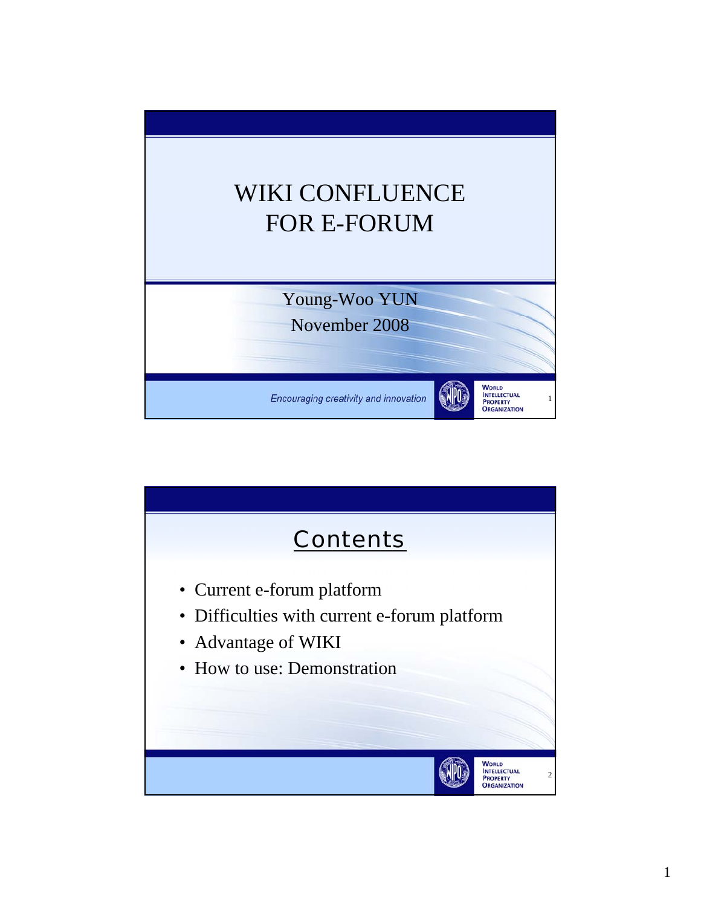# WIKI CONFLUENCE FOR E-FORUM

Young-Woo YUN

November 2008

*Encouraging creativity and innovation*

WORLD INTELLECTUAL PROPERTY ORGANIZATION

## Contents

- Current e-forum platform
- Difficulties with current e-forum platform
- Advantage of WIKI
- How to use: Demonstration

WORLD INTELLECTUAL PROPERTY ORGANIZATION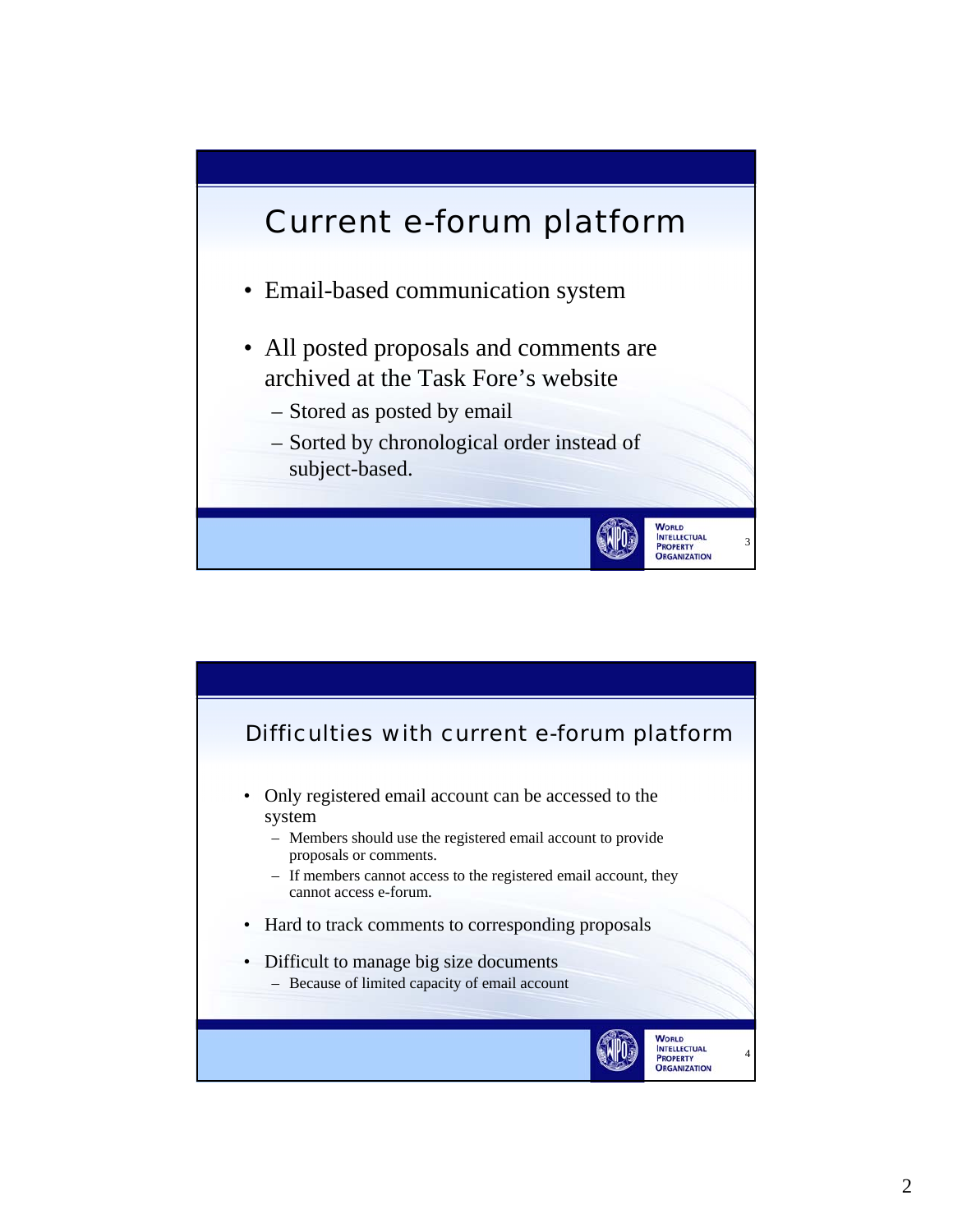## Current e-forum platform

- Email-based communication system
- All posted proposals and comments are archived at the Task Fore's website
  - Stored as posted by email
  - Sorted by chronological order instead of subject-based.

## Difficulties with current e-forum platform

- Only registered email account can be accessed to the system
  - Members should use the registered email account to provide proposals or comments.
  - If members cannot access to the registered email account, they cannot access e-forum.
- Hard to track comments to corresponding proposals
- Difficult to manage big size documents
  - Because of limited capacity of email account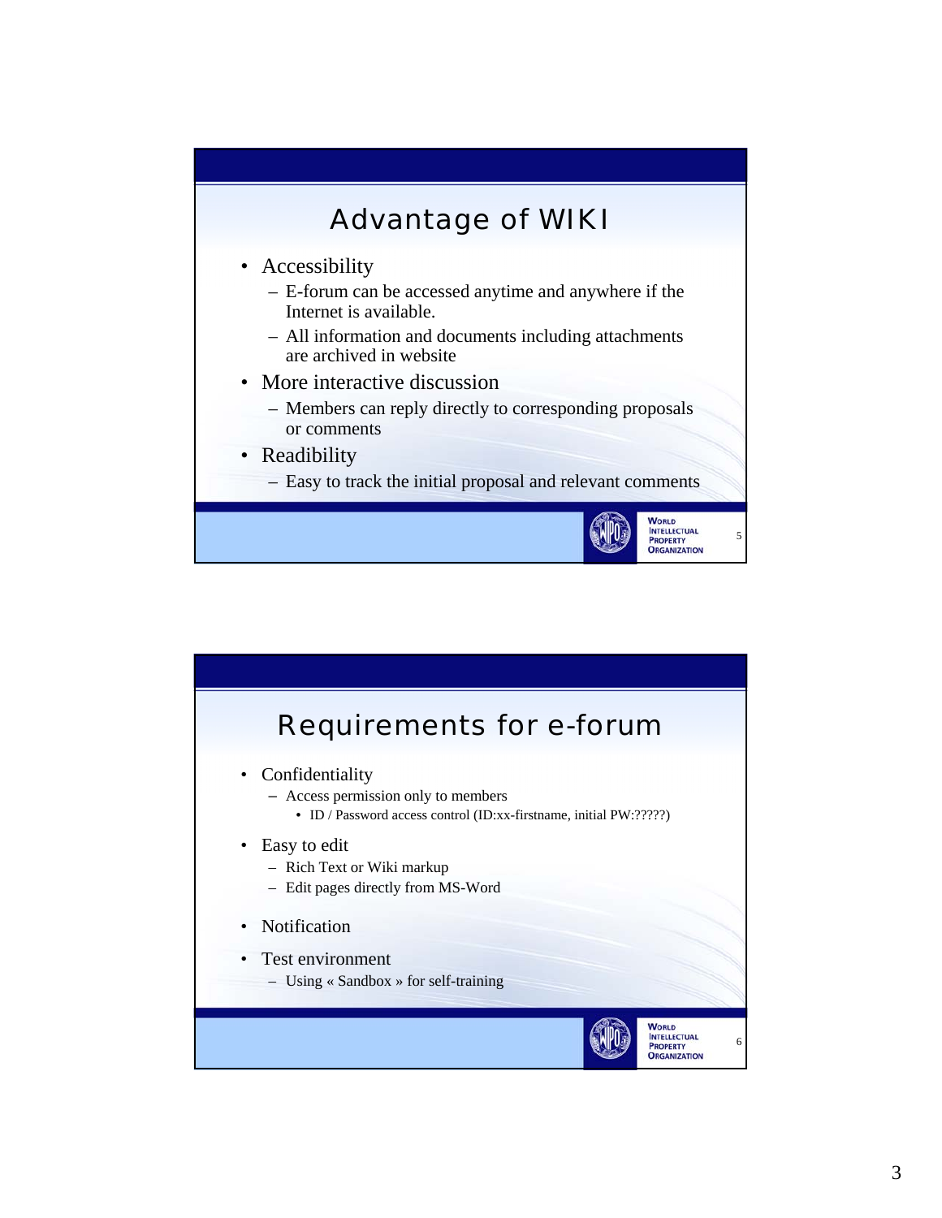## Advantage of WIKI

- Accessibility
  - E-forum can be accessed anytime and anywhere if the Internet is available.
  - All information and documents including attachments are archived in website
- More interactive discussion
  - Members can reply directly to corresponding proposals or comments
- Readibility
  - Easy to track the initial proposal and relevant comments

## Requirements for e-forum

- Confidentiality
  - Access permission only to members
    - ID / Password access control (ID:xx-firstname, initial PW:?????)
- Easy to edit
  - Rich Text or Wiki markup
  - Edit pages directly from MS-Word
- Notification
- Test environment
  - Using « Sandbox » for self-training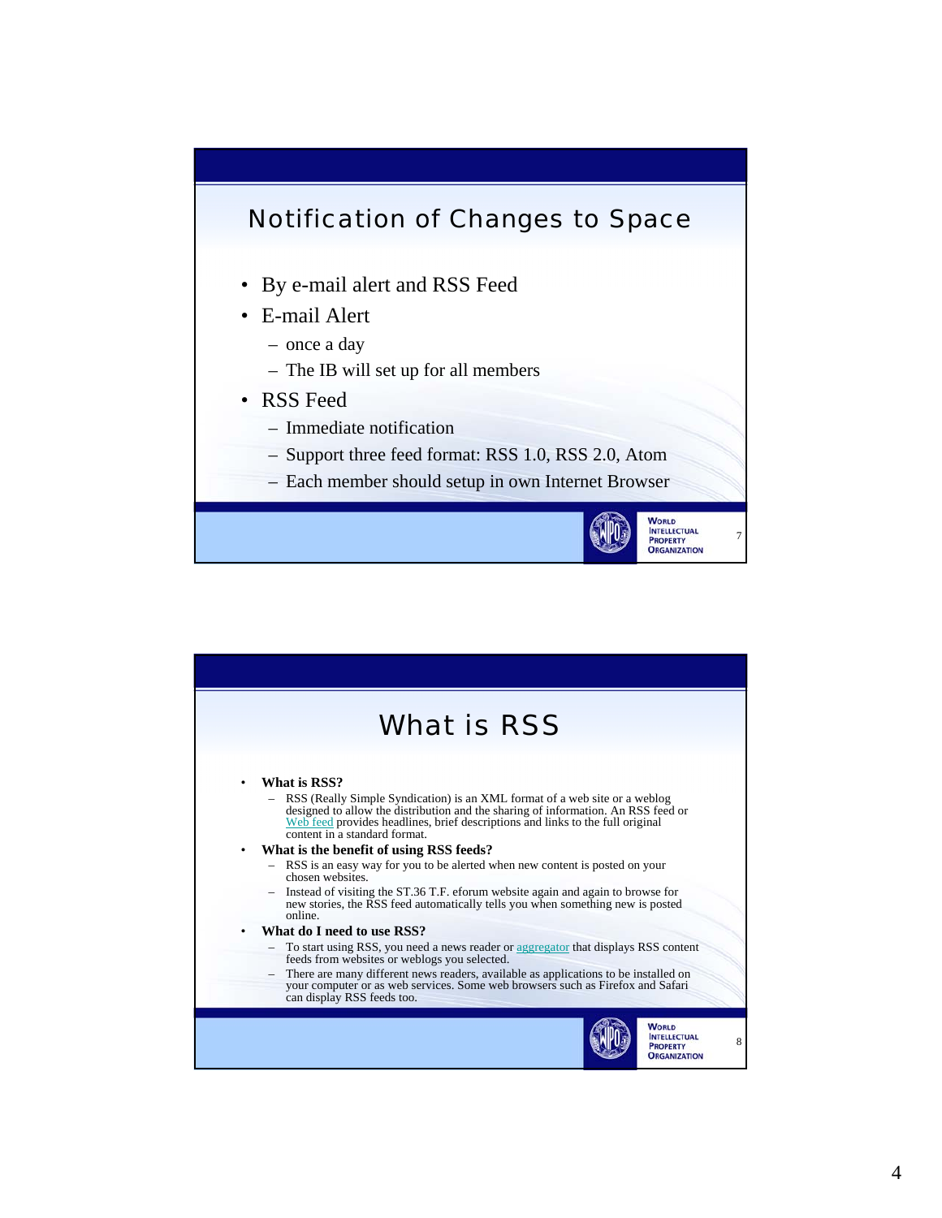## Notification of Changes to Space

- By e-mail alert and RSS Feed
- E-mail Alert
  - once a day
  - The IB will set up for all members
- RSS Feed
  - Immediate notification
  - Support three feed format: RSS 1.0, RSS 2.0, Atom
  - Each member should setup in own Internet Browser

## What is RSS

- **What is RSS?**
  - RSS (Really Simple Syndication) is an XML format of a web site or a weblog designed to allow the distribution and the sharing of information. An RSS feed or Web feed provides headlines, brief descriptions and links to the full original content in a standard format.
- **What is the benefit of using RSS feeds?**
  - RSS is an easy way for you to be alerted when new content is posted on your chosen websites.
  - Instead of visiting the ST.36 T.F. eforum website again and again to browse for new stories, the RSS feed automatically tells you when something new is posted online.
- **What do I need to use RSS?**
  - To start using RSS, you need a news reader or aggregator that displays RSS content feeds from websites or weblogs you selected.
  - There are many different news readers, available as applications to be installed on your computer or as web services. Some web browsers such as Firefox and Safari can display RSS feeds too.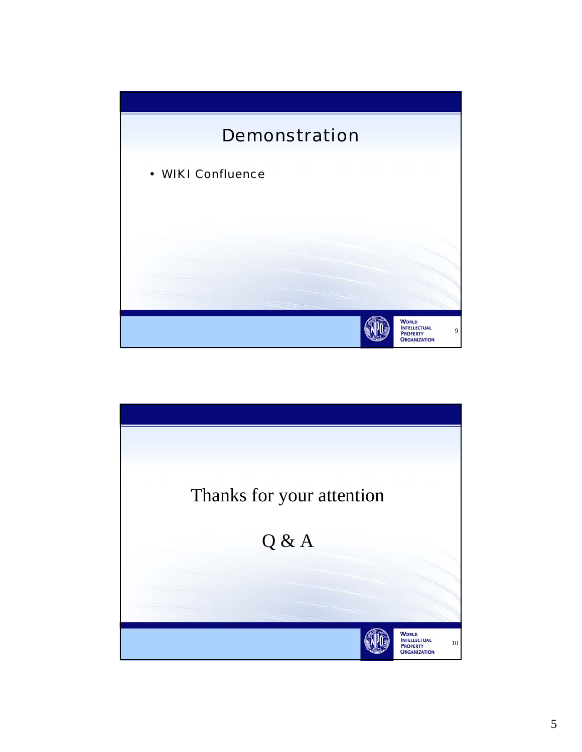## Demonstration

- WIKI Confluence

Thanks for your attention

Q & A